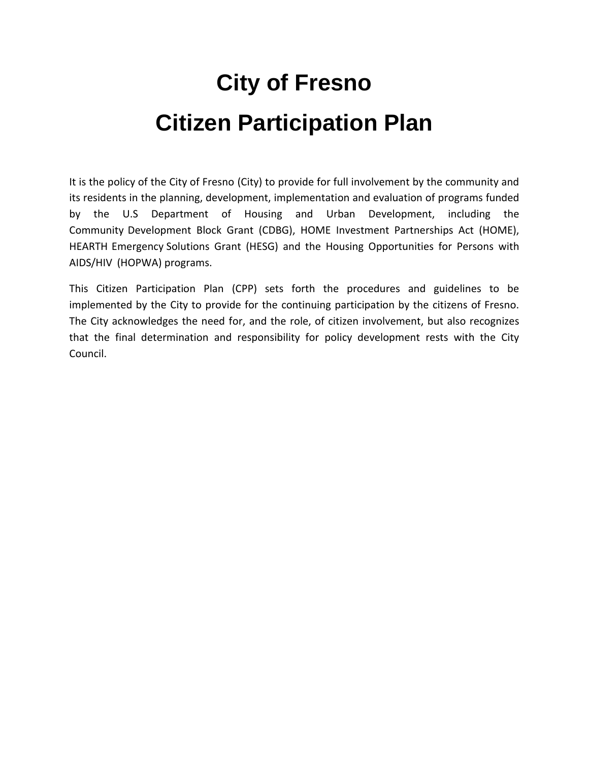# City of Fresno

# Citizen Participation Plan

It is the policy of the City of Fresno (City) to provide for full involvement by the community and its residents in the planning, development, implementation and evaluation of programs funded by the U.S Department of Housing and Urban Development, including the Community Development Block Grant (CDBG), HOME Investment Partnerships Act (HOME), HEARTH Emergency Solutions Grant (HESG) and the Housing Opportunities for Persons with AIDS/HIV (HOPWA) programs.

This Citizen Participation Plan (CPP) sets forth the procedures and guidelines to be implemented by the City to provide for the continuing participation by the citizens of Fresno. The City acknowledges the need for, and the role, of citizen involvement, but also recognizes that the final determination and responsibility for policy development rests with the City Council.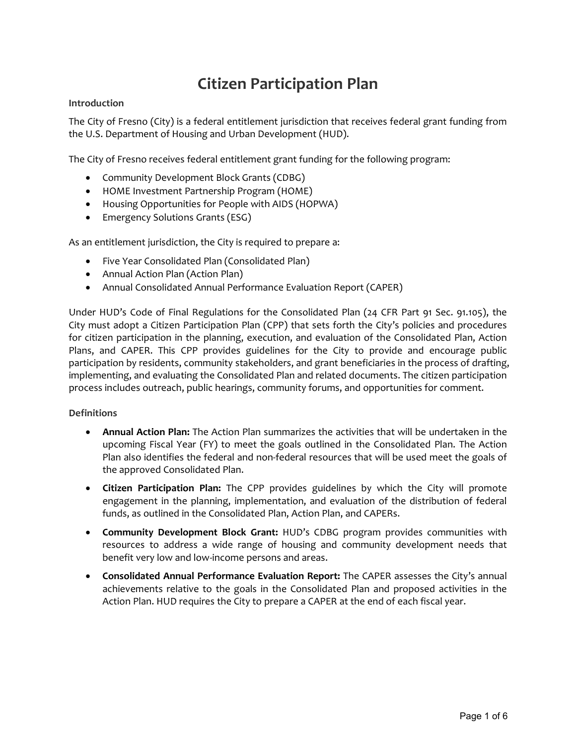# Citizen Participation Plan

### Introduction

The City of Fresno (City) is a federal entitlement jurisdiction that receives federal grant funding from the U.S. Department of Housing and Urban Development (HUD).

The City of Fresno receives federal entitlement grant funding for the following program:

- Community Development Block Grants (CDBG)
- HOME Investment Partnership Program (HOME)
- Housing Opportunities for People with AIDS (HOPWA)
- Emergency Solutions Grants (ESG)

As an entitlement jurisdiction, the City is required to prepare a:

- Five Year Consolidated Plan (Consolidated Plan)
- Annual Action Plan (Action Plan)
- Annual Consolidated Annual Performance Evaluation Report (CAPER)

Under HUD's Code of Final Regulations for the Consolidated Plan (24 CFR Part 91 Sec. 91.105), the City must adopt a Citizen Participation Plan (CPP) that sets forth the City's policies and procedures for citizen participation in the planning, execution, and evaluation of the Consolidated Plan, Action Plans, and CAPER. This CPP provides guidelines for the City to provide and encourage public participation by residents, community stakeholders, and grant beneficiaries in the process of drafting, implementing, and evaluating the Consolidated Plan and related documents. The citizen participation process includes outreach, public hearings, community forums, and opportunities for comment.

### Definitions

- **Annual Action Plan:** The Action Plan summarizes the activities that will be undertaken in the upcoming Fiscal Year (FY) to meet the goals outlined in the Consolidated Plan. The Action Plan also identifies the federal and non-federal resources that will be used meet the goals of the approved Consolidated Plan.
- **Citizen Participation Plan:** The CPP provides guidelines by which the City will promote engagement in the planning, implementation, and evaluation of the distribution of federal funds, as outlined in the Consolidated Plan, Action Plan, and CAPERs.
- **Community Development Block Grant:** HUD's CDBG program provides communities with resources to address a wide range of housing and community development needs that benefit very low and low-income persons and areas.
- **Consolidated Annual Performance Evaluation Report:** The CAPER assesses the City's annual achievements relative to the goals in the Consolidated Plan and proposed activities in the Action Plan. HUD requires the City to prepare a CAPER at the end of each fiscal year.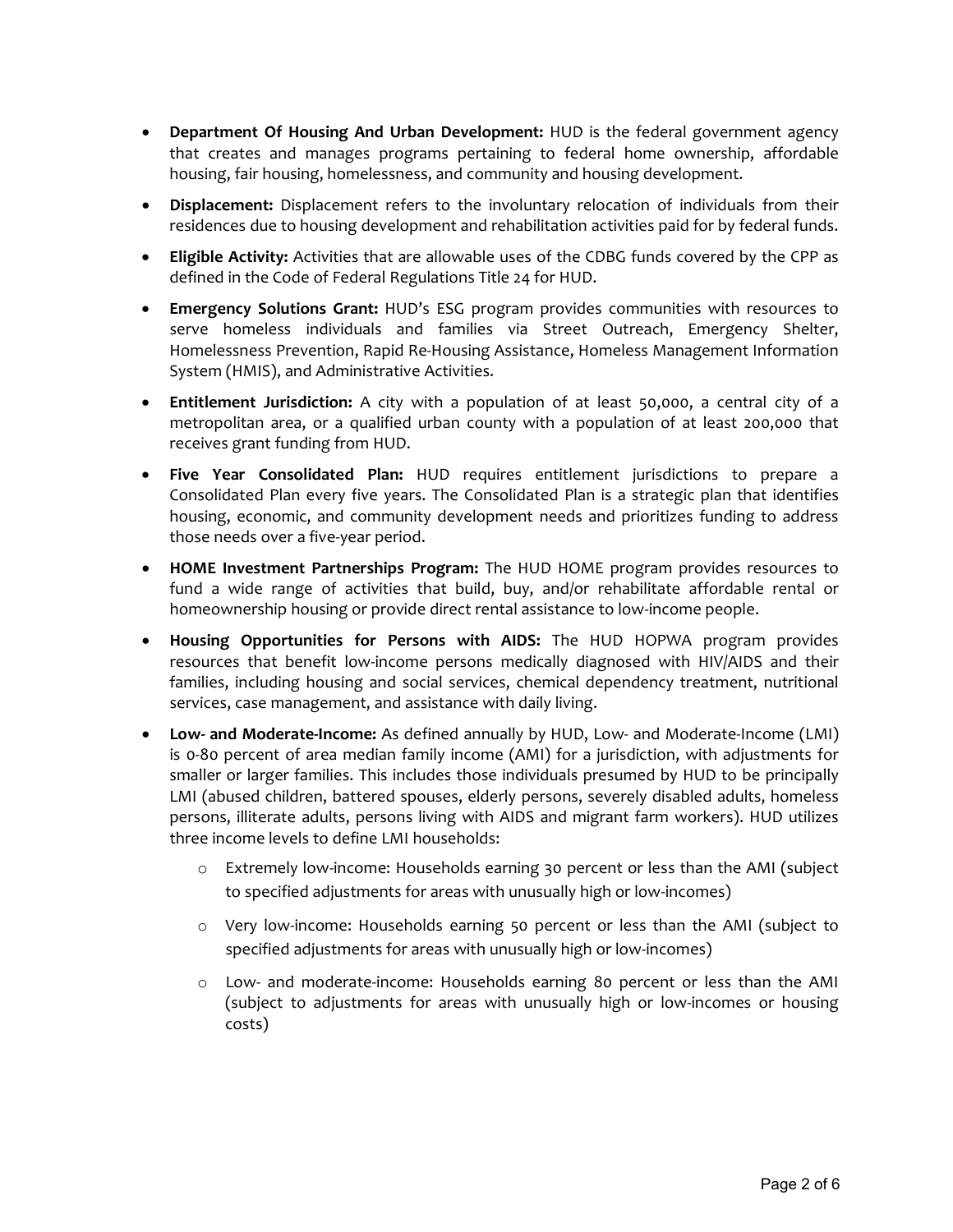- **Department Of Housing And Urban Development:** HUD is the federal government agency that creates and manages programs pertaining to federal home ownership, affordable housing, fair housing, homelessness, and community and housing development.
- **Displacement:** Displacement refers to the involuntary relocation of individuals from their residences due to housing development and rehabilitation activities paid for by federal funds.
- **Eligible Activity:** Activities that are allowable uses of the CDBG funds covered by the CPP as defined in the Code of Federal Regulations Title 24 for HUD.
- **Emergency Solutions Grant:** HUD's ESG program provides communities with resources to serve homeless individuals and families via Street Outreach, Emergency Shelter, Homelessness Prevention, Rapid Re-Housing Assistance, Homeless Management Information System (HMIS), and Administrative Activities.
- **Entitlement Jurisdiction:** A city with a population of at least 50,000, a central city of a metropolitan area, or a qualified urban county with a population of at least 200,000 that receives grant funding from HUD.
- **Five Year Consolidated Plan:** HUD requires entitlement jurisdictions to prepare a Consolidated Plan every five years. The Consolidated Plan is a strategic plan that identifies housing, economic, and community development needs and prioritizes funding to address those needs over a five-year period.
- **HOME Investment Partnerships Program:** The HUD HOME program provides resources to fund a wide range of activities that build, buy, and/or rehabilitate affordable rental or homeownership housing or provide direct rental assistance to low-income people.
- **Housing Opportunities for Persons with AIDS:** The HUD HOPWA program provides resources that benefit low-income persons medically diagnosed with HIV/AIDS and their families, including housing and social services, chemical dependency treatment, nutritional services, case management, and assistance with daily living.
- **Low- and Moderate-Income:** As defined annually by HUD, Low- and Moderate-Income (LMI) is 0-80 percent of area median family income (AMI) for a jurisdiction, with adjustments for smaller or larger families. This includes those individuals presumed by HUD to be principally LMI (abused children, battered spouses, elderly persons, severely disabled adults, homeless persons, illiterate adults, persons living with AIDS and migrant farm workers). HUD utilizes three income levels to define LMI households:
  - Extremely low-income: Households earning 30 percent or less than the AMI (subject to specified adjustments for areas with unusually high or low-incomes)
  - Very low-income: Households earning 50 percent or less than the AMI (subject to specified adjustments for areas with unusually high or low-incomes)
  - Low- and moderate-income: Households earning 80 percent or less than the AMI (subject to adjustments for areas with unusually high or low-incomes or housing costs)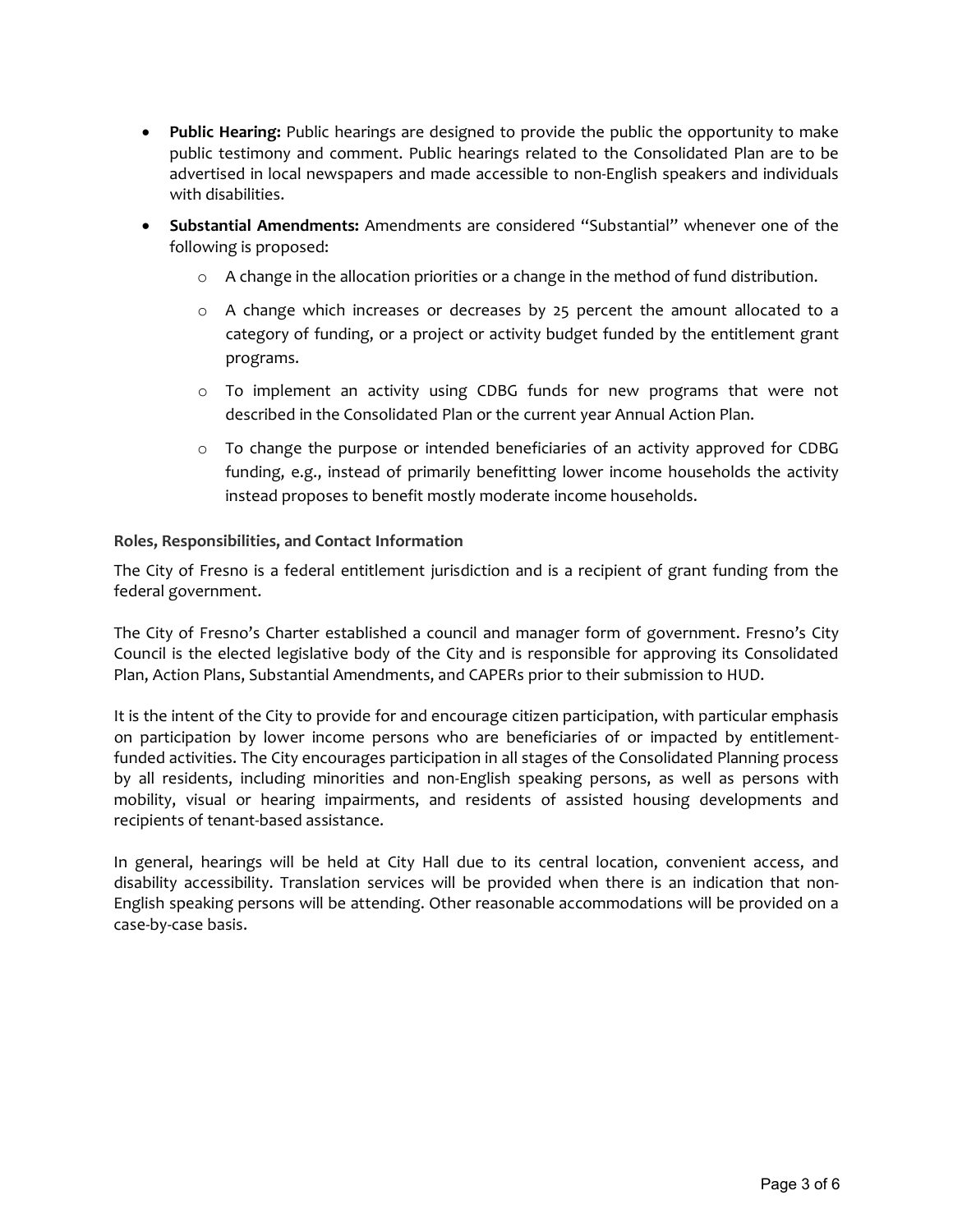- **Public Hearing:** Public hearings are designed to provide the public the opportunity to make public testimony and comment. Public hearings related to the Consolidated Plan are to be advertised in local newspapers and made accessible to non-English speakers and individuals with disabilities.
- **Substantial Amendments:** Amendments are considered "Substantial" whenever one of the following is proposed:
  - A change in the allocation priorities or a change in the method of fund distribution.
  - A change which increases or decreases by 25 percent the amount allocated to a category of funding, or a project or activity budget funded by the entitlement grant programs.
  - To implement an activity using CDBG funds for new programs that were not described in the Consolidated Plan or the current year Annual Action Plan.
  - To change the purpose or intended beneficiaries of an activity approved for CDBG funding, e.g., instead of primarily benefitting lower income households the activity instead proposes to benefit mostly moderate income households.

### Roles, Responsibilities, and Contact Information

The City of Fresno is a federal entitlement jurisdiction and is a recipient of grant funding from the federal government.

The City of Fresno's Charter established a council and manager form of government. Fresno's City Council is the elected legislative body of the City and is responsible for approving its Consolidated Plan, Action Plans, Substantial Amendments, and CAPERs prior to their submission to HUD.

It is the intent of the City to provide for and encourage citizen participation, with particular emphasis on participation by lower income persons who are beneficiaries of or impacted by entitlement-funded activities. The City encourages participation in all stages of the Consolidated Planning process by all residents, including minorities and non-English speaking persons, as well as persons with mobility, visual or hearing impairments, and residents of assisted housing developments and recipients of tenant-based assistance.

In general, hearings will be held at City Hall due to its central location, convenient access, and disability accessibility. Translation services will be provided when there is an indication that non-English speaking persons will be attending. Other reasonable accommodations will be provided on a case-by-case basis.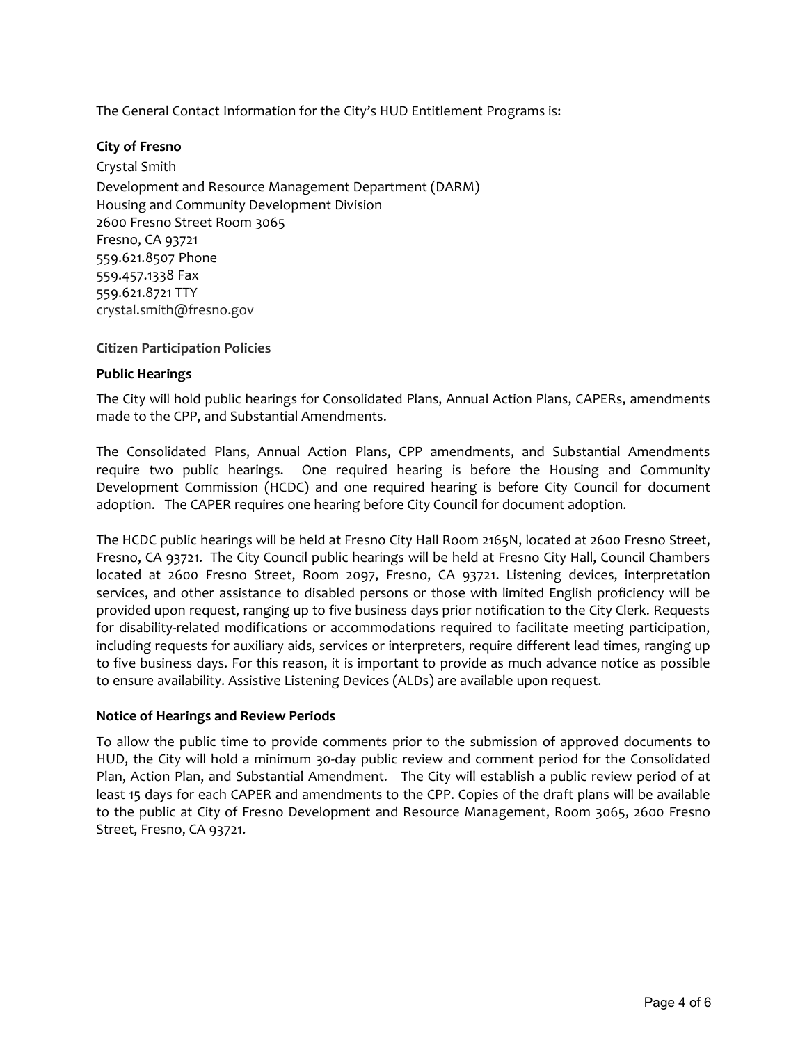The General Contact Information for the City's HUD Entitlement Programs is:

**City of Fresno**

Crystal Smith
Development and Resource Management Department (DARM)
Housing and Community Development Division
2600 Fresno Street Room 3065
Fresno, CA 93721
559.621.8507 Phone
559.457.1338 Fax
559.621.8721 TTY
crystal.smith@fresno.gov

### Citizen Participation Policies

#### Public Hearings

The City will hold public hearings for Consolidated Plans, Annual Action Plans, CAPERs, amendments made to the CPP, and Substantial Amendments.

The Consolidated Plans, Annual Action Plans, CPP amendments, and Substantial Amendments require two public hearings. One required hearing is before the Housing and Community Development Commission (HCDC) and one required hearing is before City Council for document adoption. The CAPER requires one hearing before City Council for document adoption.

The HCDC public hearings will be held at Fresno City Hall Room 2165N, located at 2600 Fresno Street, Fresno, CA 93721. The City Council public hearings will be held at Fresno City Hall, Council Chambers located at 2600 Fresno Street, Room 2097, Fresno, CA 93721. Listening devices, interpretation services, and other assistance to disabled persons or those with limited English proficiency will be provided upon request, ranging up to five business days prior notification to the City Clerk. Requests for disability-related modifications or accommodations required to facilitate meeting participation, including requests for auxiliary aids, services or interpreters, require different lead times, ranging up to five business days. For this reason, it is important to provide as much advance notice as possible to ensure availability. Assistive Listening Devices (ALDs) are available upon request.

#### Notice of Hearings and Review Periods

To allow the public time to provide comments prior to the submission of approved documents to HUD, the City will hold a minimum 30-day public review and comment period for the Consolidated Plan, Action Plan, and Substantial Amendment. The City will establish a public review period of at least 15 days for each CAPER and amendments to the CPP. Copies of the draft plans will be available to the public at City of Fresno Development and Resource Management, Room 3065, 2600 Fresno Street, Fresno, CA 93721.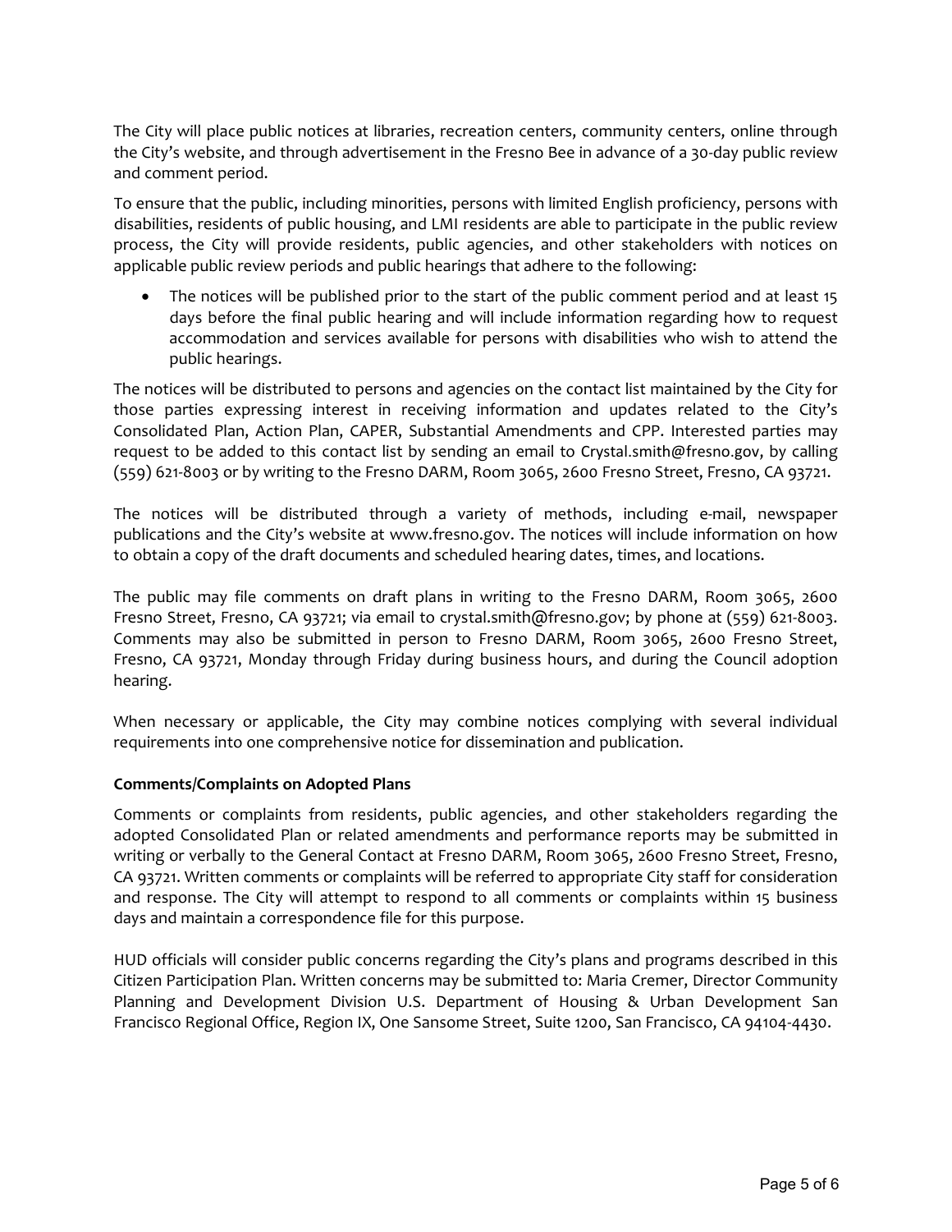The City will place public notices at libraries, recreation centers, community centers, online through the City's website, and through advertisement in the Fresno Bee in advance of a 30-day public review and comment period.

To ensure that the public, including minorities, persons with limited English proficiency, persons with disabilities, residents of public housing, and LMI residents are able to participate in the public review process, the City will provide residents, public agencies, and other stakeholders with notices on applicable public review periods and public hearings that adhere to the following:

- The notices will be published prior to the start of the public comment period and at least 15 days before the final public hearing and will include information regarding how to request accommodation and services available for persons with disabilities who wish to attend the public hearings.

The notices will be distributed to persons and agencies on the contact list maintained by the City for those parties expressing interest in receiving information and updates related to the City's Consolidated Plan, Action Plan, CAPER, Substantial Amendments and CPP. Interested parties may request to be added to this contact list by sending an email to Crystal.smith@fresno.gov, by calling (559) 621-8003 or by writing to the Fresno DARM, Room 3065, 2600 Fresno Street, Fresno, CA 93721.

The notices will be distributed through a variety of methods, including e-mail, newspaper publications and the City's website at www.fresno.gov. The notices will include information on how to obtain a copy of the draft documents and scheduled hearing dates, times, and locations.

The public may file comments on draft plans in writing to the Fresno DARM, Room 3065, 2600 Fresno Street, Fresno, CA 93721; via email to crystal.smith@fresno.gov; by phone at (559) 621-8003. Comments may also be submitted in person to Fresno DARM, Room 3065, 2600 Fresno Street, Fresno, CA 93721, Monday through Friday during business hours, and during the Council adoption hearing.

When necessary or applicable, the City may combine notices complying with several individual requirements into one comprehensive notice for dissemination and publication.

**Comments/Complaints on Adopted Plans**

Comments or complaints from residents, public agencies, and other stakeholders regarding the adopted Consolidated Plan or related amendments and performance reports may be submitted in writing or verbally to the General Contact at Fresno DARM, Room 3065, 2600 Fresno Street, Fresno, CA 93721. Written comments or complaints will be referred to appropriate City staff for consideration and response. The City will attempt to respond to all comments or complaints within 15 business days and maintain a correspondence file for this purpose.

HUD officials will consider public concerns regarding the City's plans and programs described in this Citizen Participation Plan. Written concerns may be submitted to: Maria Cremer, Director Community Planning and Development Division U.S. Department of Housing & Urban Development San Francisco Regional Office, Region IX, One Sansome Street, Suite 1200, San Francisco, CA 94104-4430.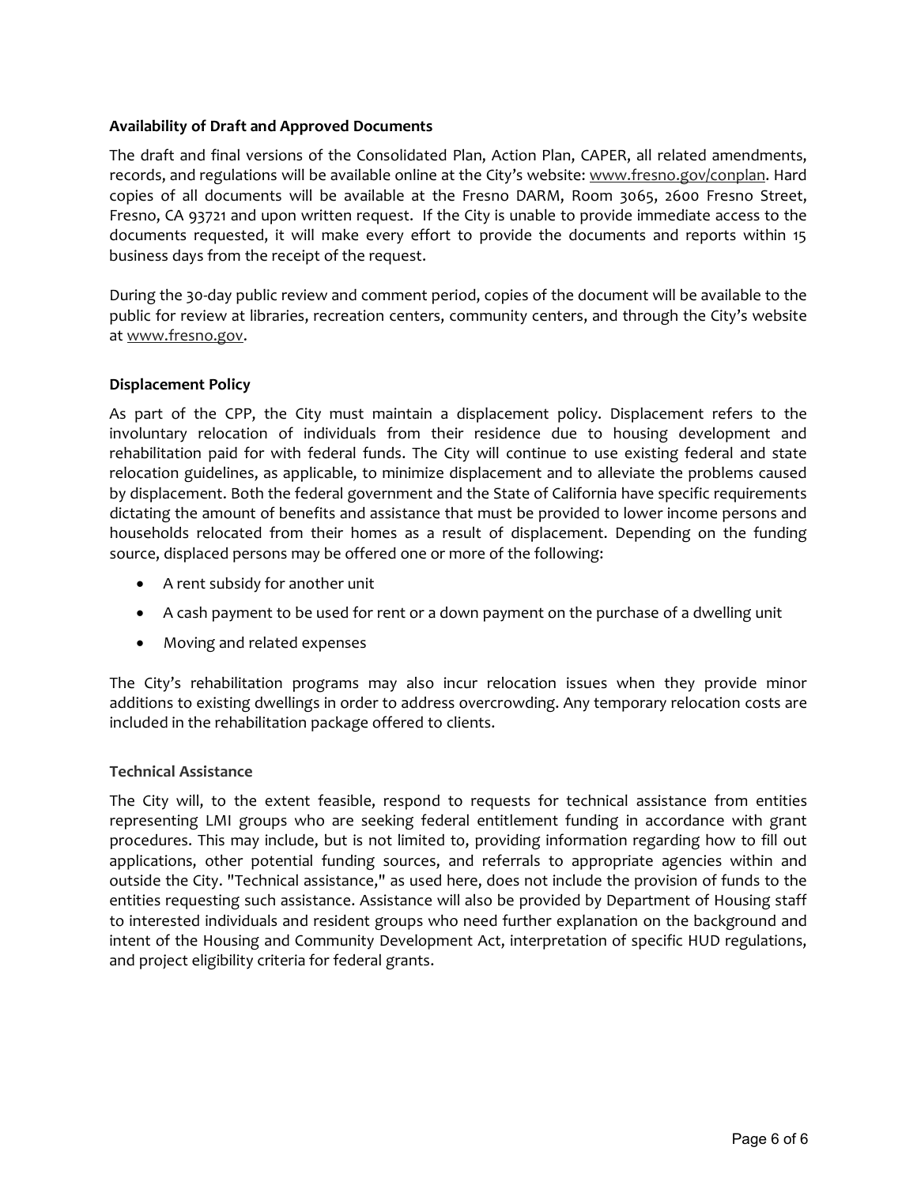**Availability of Draft and Approved Documents**

The draft and final versions of the Consolidated Plan, Action Plan, CAPER, all related amendments, records, and regulations will be available online at the City's website: www.fresno.gov/conplan. Hard copies of all documents will be available at the Fresno DARM, Room 3065, 2600 Fresno Street, Fresno, CA 93721 and upon written request. If the City is unable to provide immediate access to the documents requested, it will make every effort to provide the documents and reports within 15 business days from the receipt of the request.

During the 30-day public review and comment period, copies of the document will be available to the public for review at libraries, recreation centers, community centers, and through the City's website at www.fresno.gov.

**Displacement Policy**

As part of the CPP, the City must maintain a displacement policy. Displacement refers to the involuntary relocation of individuals from their residence due to housing development and rehabilitation paid for with federal funds. The City will continue to use existing federal and state relocation guidelines, as applicable, to minimize displacement and to alleviate the problems caused by displacement. Both the federal government and the State of California have specific requirements dictating the amount of benefits and assistance that must be provided to lower income persons and households relocated from their homes as a result of displacement. Depending on the funding source, displaced persons may be offered one or more of the following:

- A rent subsidy for another unit
- A cash payment to be used for rent or a down payment on the purchase of a dwelling unit
- Moving and related expenses

The City's rehabilitation programs may also incur relocation issues when they provide minor additions to existing dwellings in order to address overcrowding. Any temporary relocation costs are included in the rehabilitation package offered to clients.

**Technical Assistance**

The City will, to the extent feasible, respond to requests for technical assistance from entities representing LMI groups who are seeking federal entitlement funding in accordance with grant procedures. This may include, but is not limited to, providing information regarding how to fill out applications, other potential funding sources, and referrals to appropriate agencies within and outside the City. "Technical assistance," as used here, does not include the provision of funds to the entities requesting such assistance. Assistance will also be provided by Department of Housing staff to interested individuals and resident groups who need further explanation on the background and intent of the Housing and Community Development Act, interpretation of specific HUD regulations, and project eligibility criteria for federal grants.